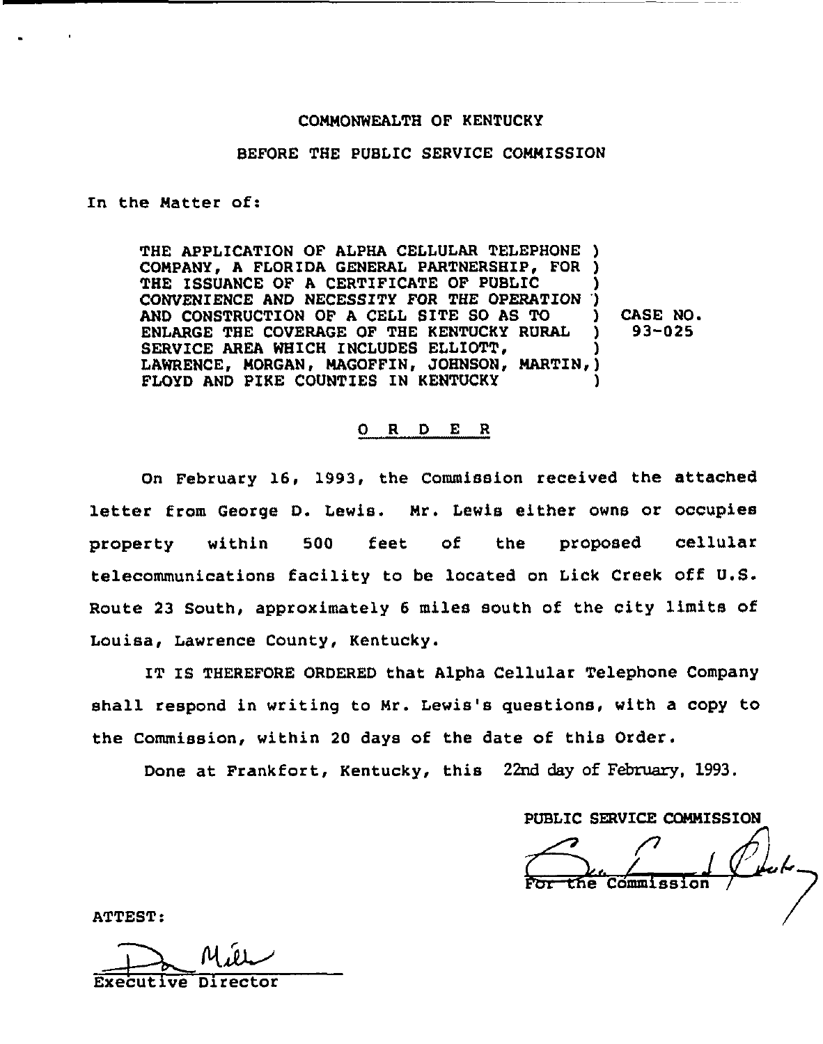COMMONWEALTH OF KENTUCKY

BEFORE THE PUBLIC SERVICE COMMISSION

In the Matter of:

THE APPLICATION OF ALPHA CELLULAR TELEPHONE COMPANY, A FLORIDA GENERAL PARTNERSHIP, FOR THE ISSUANCE OF A CERTIFICATE OF PUBLIC CONVENIENCE AND NECESSITY FOR THE OPERATION AND CONSTRUCTION OF A CELL SITE SO AS TO ENLARGE THE COVERAGE OF THE KENTUCKY RURAL SERVICE AREA WHICH INCLUDES ELLIOTT, LAWRENCE, MORGAN, MAGOFFIN, JOHNSON, MARTIN, FLOYD AND PIKE COUNTIES IN KENTUCKY

) CASE NO. 93-025

## O R D E R

On February 16, 1993, the Commission received the attached letter from George D. Lewis. Mr. Lewis either owns or occupies property within 500 feet of the proposed cellular telecommunications facility to be located on Lick Creek off U.S. Route 23 South, approximately 6 miles south of the city limits of Louisa, Lawrence County, Kentucky.

IT IS THEREFORE ORDERED that Alpha Cellular Telephone Company shall respond in writing to Mr. Lewis's questions, with a copy to the Commission, within 20 days of the date of this Order.

Done at Frankfort, Kentucky, this 22nd day of February, 1993.

PUBLIC SERVICE COMMISSION

For the Commission

ATTEST:

Executive Director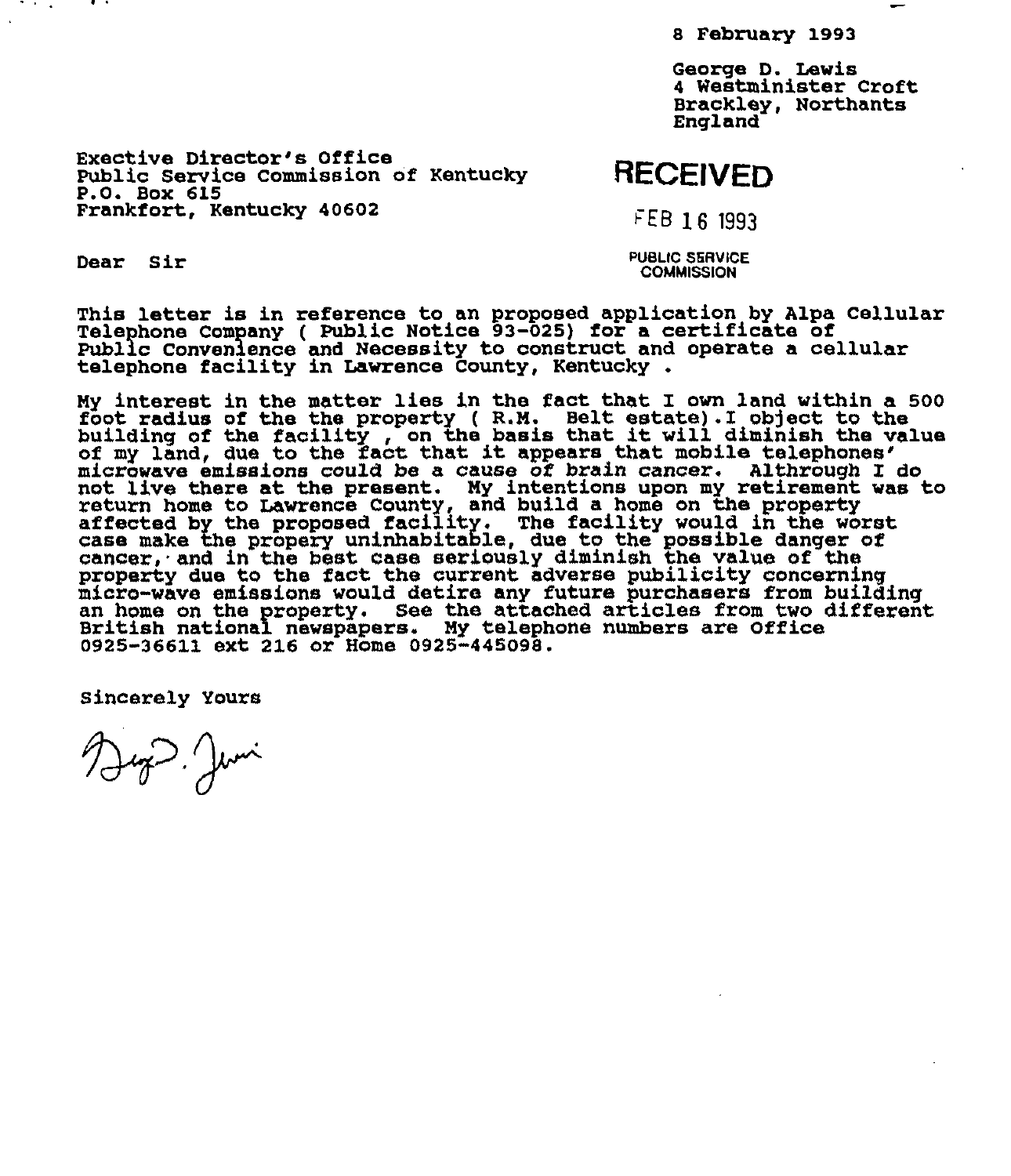8 February 1993

George D. Lewis
4 Westminister Croft
Brackley, Northants
England

Exective Director's Office
Public Service Commission of Kentucky
P.O. Box 615
Frankfort, Kentucky 40602

RECEIVED

FEB 16 1993

PUBLIC SERVICE
COMMISSION

Dear Sir

This letter is in reference to an proposed application by Alpa Cellular Telephone Company ( Public Notice 93-025) for a certificate of Public Convenience and Necessity to construct and operate a cellular telephone facility in Lawrence County, Kentucky .

My interest in the matter lies in the fact that I own land within a 500 foot radius of the the property ( R.M. Belt estate).I object to the building of the facility , on the basis that it will diminish the value of my land, due to the fact that it appears that mobile telephones' microwave emissions could be a cause of brain cancer. Althrough I do not live there at the present. My intentions upon my retirement was to return home to Lawrence County, and build a home on the property affected by the proposed facility. The facility would in the worst case make the propery uninhabitable, due to the possible danger of cancer, and in the best case seriously diminish the value of the property due to the fact the current adverse pubilicity concerning micro-wave emissions would detire any future purchasers from building an home on the property. See the attached articles from two different British national newspapers. My telephone numbers are Office 0925-36611 ext 216 or Home 0925-445098.

Sincerely Yours

George D. Lewis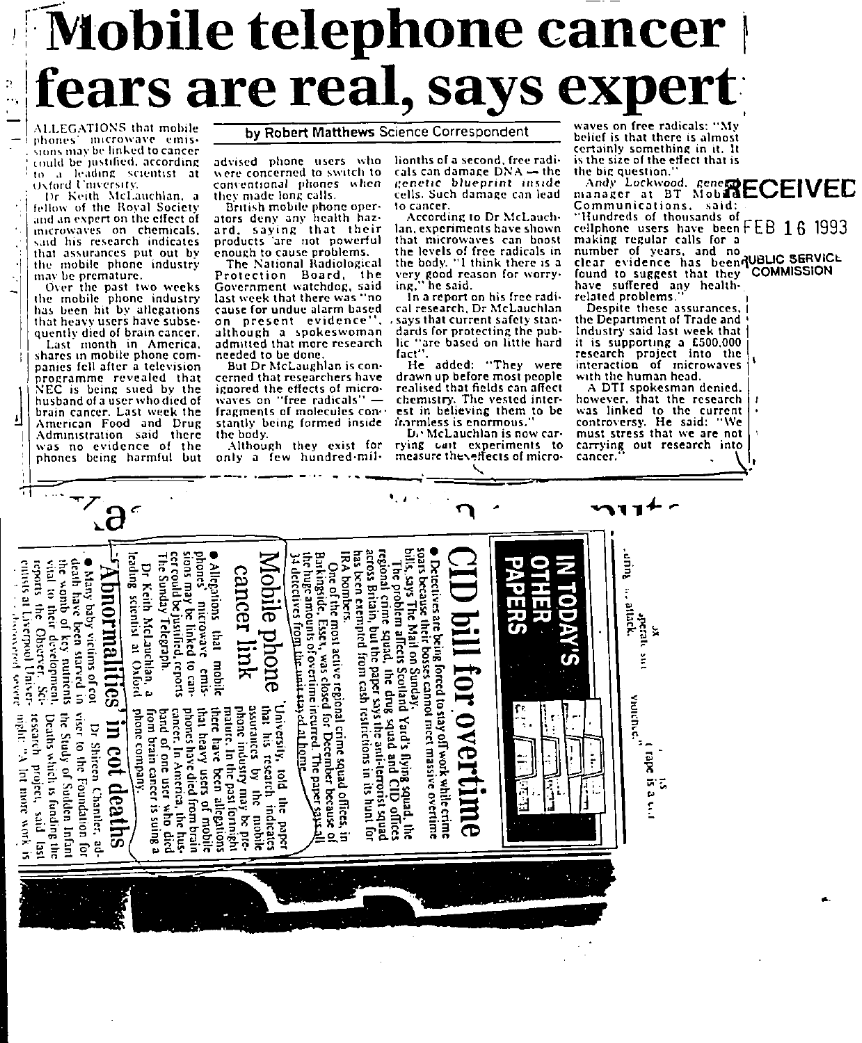# Mobile telephone cancer fears are real, says expert

by Robert Matthews Science Correspondent

ALLEGATIONS that mobile phones' microwave emissions may be linked to cancer could be justified, according to a leading scientist at Oxford University.

Dr Keith McLauchlan, a fellow of the Royal Society and an expert on the effect of microwaves on chemicals, said his research indicates that assurances put out by the mobile phone industry may be premature.

Over the past two weeks the mobile phone industry has been hit by allegations that heavy users have subsequently died of brain cancer.

Last month in America, shares in mobile phone companies fell after a television programme revealed that NEC is being sued by the husband of a user who died of brain cancer. Last week the American Food and Drug Administration said there was no evidence of the phones being harmful but advised phone users who were concerned to switch to conventional phones when they made long calls.

British mobile phone operators deny any health hazard, saying that their products are not powerful enough to cause problems.

The National Radiological Protection Board, the Government watchdog, said last week that there was "no cause for undue alarm based on present evidence", although a spokeswoman admitted that more research needed to be done.

But Dr McLaughlan is concerned that researchers have ignored the effects of microwaves on "free radicals" — fragments of molecules constantly being formed inside the body.

Although they exist for only a few hundred-millionths of a second, free radicals can damage DNA — the *genetic blueprint* inside cells. Such damage can lead to cancer.

According to Dr McLauchlan, experiments have shown that microwaves can boost the levels of free radicals in the body. "I think there is a very good reason for worrying," he said.

In a report on his free radical research, Dr McLauchlan says that current safety standards for protecting the public "are based on little hard fact".

He added: "They were drawn up before most people realised that fields can affect chemistry. The vested interest in believing them to be harmless is enormous."

Dr McLauchlan is now carrying out experiments to measure the effects of microwaves on free radicals: "My belief is that there is almost certainly something in it. It is the size of the effect that is the big question."

Andy Lockwood, general manager at BT Mobile Communications, said: "Hundreds of thousands of cellphone users have been making regular calls for a number of years, and no clear evidence has been found to suggest that they have suffered any health-related problems."

Despite these assurances, the Department of Trade and Industry said last week that it is supporting a £500,000 research project into the interaction of microwaves with the human head.

A DTI spokesman denied, however, that the research was linked to the current controversy. He said: "We must stress that we are not carrying out research into cancer."

RECEIVED
FEB 16 1993
PUBLIC SERVICE COMMISSION

---

## IN TODAY'S OTHER PAPERS

### CID bill for overtime

• Detectives are being forced to stay off work while crime soars because their bosses cannot meet massive overtime bills, says The Mail on Sunday.

The problem affects Scotland Yard's flying squad, the regional crime squad, the drug squad and CID offices across Britain, but the paper says the anti-terrorist squad has been exempted from cash restrictions in its hunt for IRA bombers.

One of the most active regional crime squad offices, in Barkingside, Essex, was closed for December because of the huge amounts of overtime incurred. The paper says all 34 detectives from the unit stayed at home.

### Mobile phone cancer link

• Allegations that mobile phones' microwave emissions may be linked to cancer could be justified, reports The Sunday Telegraph.

Dr Keith McLauchlan, a leading scientist at Oxford University, told the paper that his research indicates assurances by the mobile phone industry may be premature. In the past fortnight there have been allegations that heavy users of mobile phones have died from brain cancer. In America, the husband of one user who died from brain cancer is suing a phone company.

### 'Abnormalities' in cot deaths

• Many baby victims of cot death have been starved in the womb of key nutrients vital to their development, reports the Observer. Scientists at Liverpool University ... discovered severe ...

Dr Shireen Chantler, adviser to the Foundation for the Study of Sudden Infant Deaths which is funding the research project, said last night: "A lot more work is ...